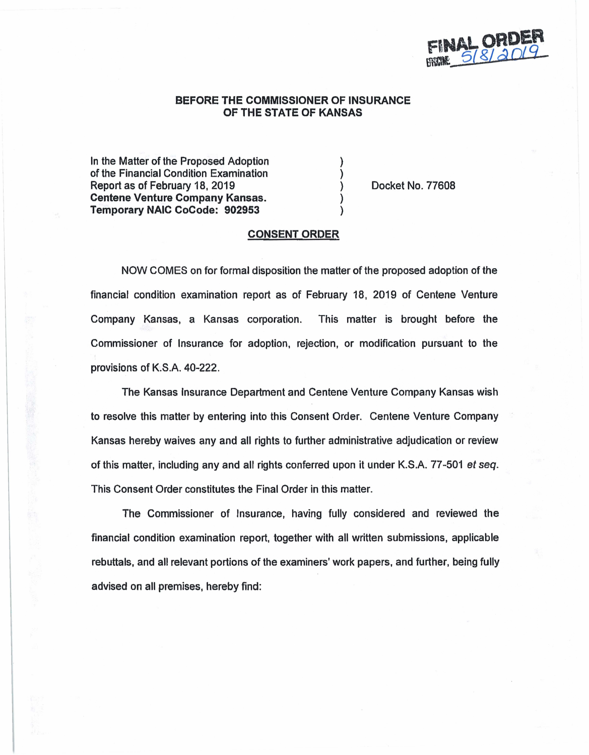FINAL ORDER
5/8/2019

**BEFORE THE COMMISSIONER OF INSURANCE**
**OF THE STATE OF KANSAS**

In the Matter of the Proposed Adoption )
of the Financial Condition Examination )
Report as of February 18, 2019 ) Docket No. 77608
**Centene Venture Company Kansas.** )
**Temporary NAIC CoCode: 902953** )

## CONSENT ORDER

NOW COMES on for formal disposition the matter of the proposed adoption of the financial condition examination report as of February 18, 2019 of Centene Venture Company Kansas, a Kansas corporation. This matter is brought before the Commissioner of Insurance for adoption, rejection, or modification pursuant to the provisions of K.S.A. 40-222.

The Kansas Insurance Department and Centene Venture Company Kansas wish to resolve this matter by entering into this Consent Order. Centene Venture Company Kansas hereby waives any and all rights to further administrative adjudication or review of this matter, including any and all rights conferred upon it under K.S.A. 77-501 *et seq.* This Consent Order constitutes the Final Order in this matter.

The Commissioner of Insurance, having fully considered and reviewed the financial condition examination report, together with all written submissions, applicable rebuttals, and all relevant portions of the examiners' work papers, and further, being fully advised on all premises, hereby find: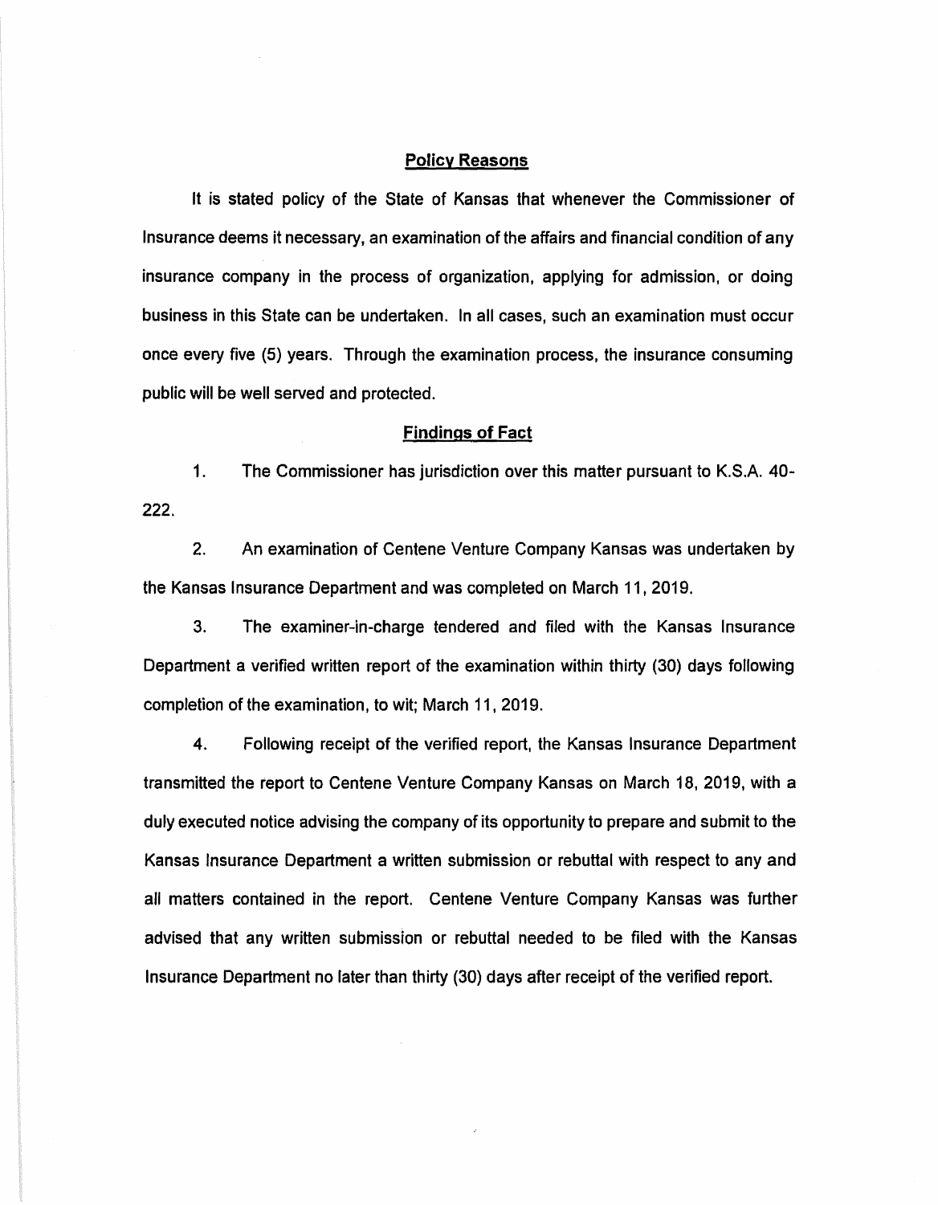## Policy Reasons

It is stated policy of the State of Kansas that whenever the Commissioner of Insurance deems it necessary, an examination of the affairs and financial condition of any insurance company in the process of organization, applying for admission, or doing business in this State can be undertaken. In all cases, such an examination must occur once every five (5) years. Through the examination process, the insurance consuming public will be well served and protected.

## Findings of Fact

1. The Commissioner has jurisdiction over this matter pursuant to K.S.A. 40-222.

2. An examination of Centene Venture Company Kansas was undertaken by the Kansas Insurance Department and was completed on March 11, 2019.

3. The examiner-in-charge tendered and filed with the Kansas Insurance Department a verified written report of the examination within thirty (30) days following completion of the examination, to wit; March 11, 2019.

4. Following receipt of the verified report, the Kansas Insurance Department transmitted the report to Centene Venture Company Kansas on March 18, 2019, with a duly executed notice advising the company of its opportunity to prepare and submit to the Kansas Insurance Department a written submission or rebuttal with respect to any and all matters contained in the report. Centene Venture Company Kansas was further advised that any written submission or rebuttal needed to be filed with the Kansas Insurance Department no later than thirty (30) days after receipt of the verified report.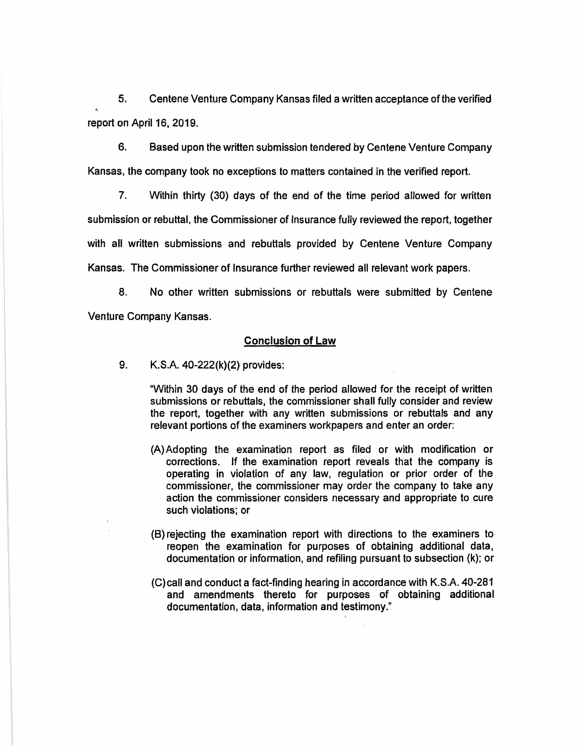5. Centene Venture Company Kansas filed a written acceptance of the verified report on April 16, 2019.

6. Based upon the written submission tendered by Centene Venture Company Kansas, the company took no exceptions to matters contained in the verified report.

7. Within thirty (30) days of the end of the time period allowed for written submission or rebuttal, the Commissioner of Insurance fully reviewed the report, together with all written submissions and rebuttals provided by Centene Venture Company Kansas. The Commissioner of Insurance further reviewed all relevant work papers.

8. No other written submissions or rebuttals were submitted by Centene Venture Company Kansas.

## Conclusion of Law

9. K.S.A. 40-222(k)(2) provides:

> "Within 30 days of the end of the period allowed for the receipt of written submissions or rebuttals, the commissioner shall fully consider and review the report, together with any written submissions or rebuttals and any relevant portions of the examiners workpapers and enter an order:
>
> (A) Adopting the examination report as filed or with modification or corrections. If the examination report reveals that the company is operating in violation of any law, regulation or prior order of the commissioner, the commissioner may order the company to take any action the commissioner considers necessary and appropriate to cure such violations; or
>
> (B) rejecting the examination report with directions to the examiners to reopen the examination for purposes of obtaining additional data, documentation or information, and refiling pursuant to subsection (k); or
>
> (C) call and conduct a fact-finding hearing in accordance with K.S.A. 40-281 and amendments thereto for purposes of obtaining additional documentation, data, information and testimony."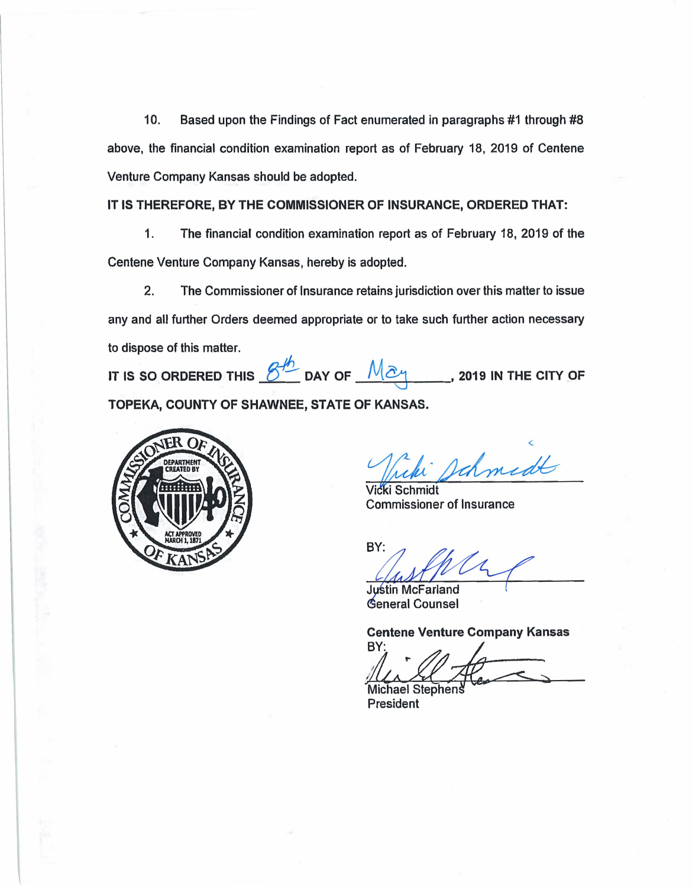10. Based upon the Findings of Fact enumerated in paragraphs #1 through #8 above, the financial condition examination report as of February 18, 2019 of Centene Venture Company Kansas should be adopted.

**IT IS THEREFORE, BY THE COMMISSIONER OF INSURANCE, ORDERED THAT:**

1. The financial condition examination report as of February 18, 2019 of the Centene Venture Company Kansas, hereby is adopted.

2. The Commissioner of Insurance retains jurisdiction over this matter to issue any and all further Orders deemed appropriate or to take such further action necessary to dispose of this matter.

**IT IS SO ORDERED THIS 8th DAY OF May, 2019 IN THE CITY OF TOPEKA, COUNTY OF SHAWNEE, STATE OF KANSAS.**

Vicki Schmidt
Commissioner of Insurance

BY:
Justin McFarland
General Counsel

**Centene Venture Company Kansas**
BY:
Michael Stephens
President